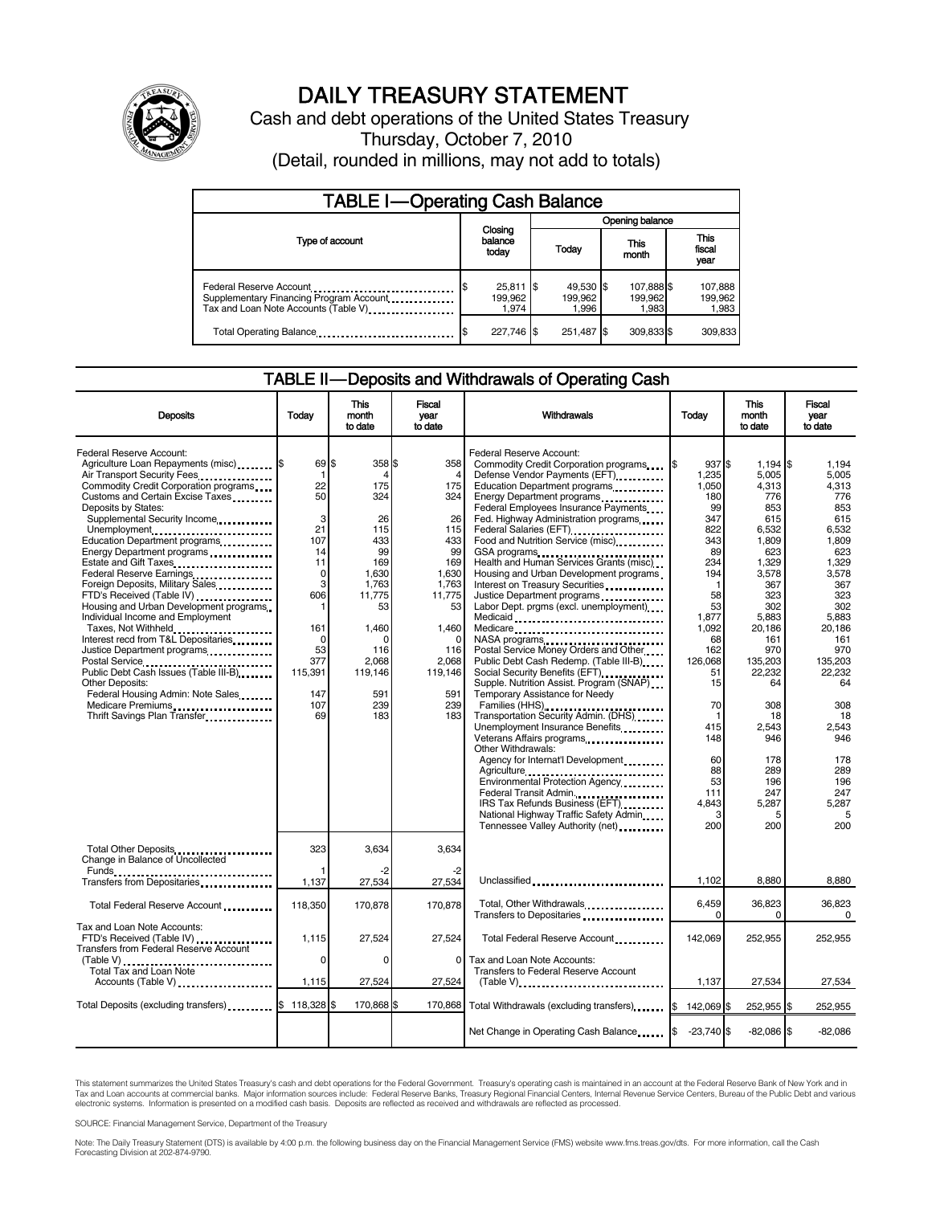# DAILY TREASURY STATEMENT

Cash and debt operations of the United States Treasury

Thursday, October 7, 2010

(Detail, rounded in millions, may not add to totals)

## TABLE I—Operating Cash Balance

| Type of account | Closing balance today | Opening balance Today | Opening balance This month | Opening balance This fiscal year |
|---|---|---|---|---|
| Federal Reserve Account | $ 25,811 | $ 49,530 | $ 107,888 | $ 107,888 |
| Supplementary Financing Program Account | 199,962 | 199,962 | 199,962 | 199,962 |
| Tax and Loan Note Accounts (Table V) | 1,974 | 1,996 | 1,983 | 1,983 |
| Total Operating Balance | $ 227,746 | $ 251,487 | $ 309,833 | $ 309,833 |

## TABLE II—Deposits and Withdrawals of Operating Cash

| Deposits | Today | This month to date | Fiscal year to date |
|---|---|---|---|
| Federal Reserve Account: | | | |
| Agriculture Loan Repayments (misc) | $ 69 | $ 358 | $ 358 |
| Air Transport Security Fees | 1 | 4 | 4 |
| Commodity Credit Corporation programs | 22 | 175 | 175 |
| Customs and Certain Excise Taxes | 50 | 324 | 324 |
| Deposits by States: | | | |
| Supplemental Security Income | 3 | 26 | 26 |
| Unemployment | 21 | 115 | 115 |
| Education Department programs | 107 | 433 | 433 |
| Energy Department programs | 14 | 99 | 99 |
| Estate and Gift Taxes | 11 | 169 | 169 |
| Federal Reserve Earnings | 0 | 1,630 | 1,630 |
| Foreign Deposits, Military Sales | 3 | 1,763 | 1,763 |
| FTD's Received (Table IV) | 606 | 11,775 | 11,775 |
| Housing and Urban Development programs | 1 | 53 | 53 |
| Individual Income and Employment Taxes, Not Withheld | 161 | 1,460 | 1,460 |
| Interest recd from T&L Depositaries | 0 | 0 | 0 |
| Justice Department programs | 53 | 116 | 116 |
| Postal Service | 377 | 2,068 | 2,068 |
| Public Debt Cash Issues (Table III-B) | 115,391 | 119,146 | 119,146 |
| Other Deposits: | | | |
| Federal Housing Admin: Note Sales | 147 | 591 | 591 |
| Medicare Premiums | 107 | 239 | 239 |
| Thrift Savings Plan Transfer | 69 | 183 | 183 |
| Total Other Deposits | 323 | 3,634 | 3,634 |
| Change in Balance of Uncollected Funds | 1 | -2 | -2 |
| Transfers from Depositaries | 1,137 | 27,534 | 27,534 |
| Total Federal Reserve Account | 118,350 | 170,878 | 170,878 |
| Tax and Loan Note Accounts: | | | |
| FTD's Received (Table IV) | 1,115 | 27,524 | 27,524 |
| Transfers from Federal Reserve Account (Table V) | 0 | 0 | 0 |
| Total Tax and Loan Note Accounts (Table V) | 1,115 | 27,524 | 27,524 |
| Total Deposits (excluding transfers) | $ 118,328 | $ 170,868 | $ 170,868 |

| Withdrawals | Today | This month to date | Fiscal year to date |
|---|---|---|---|
| Federal Reserve Account: | | | |
| Commodity Credit Corporation programs | $ 937 | $ 1,194 | $ 1,194 |
| Defense Vendor Payments (EFT) | 1,235 | 5,005 | 5,005 |
| Education Department programs | 1,050 | 4,313 | 4,313 |
| Energy Department programs | 180 | 776 | 776 |
| Federal Employees Insurance Payments | 99 | 853 | 853 |
| Fed. Highway Administration programs | 347 | 615 | 615 |
| Federal Salaries (EFT) | 822 | 6,532 | 6,532 |
| Food and Nutrition Service (misc) | 343 | 1,809 | 1,809 |
| GSA programs | 89 | 623 | 623 |
| Health and Human Services Grants (misc) | 234 | 1,329 | 1,329 |
| Housing and Urban Development programs | 194 | 3,578 | 3,578 |
| Interest on Treasury Securities | 1 | 367 | 367 |
| Justice Department programs | 58 | 323 | 323 |
| Labor Dept. prgms (excl. unemployment) | 53 | 302 | 302 |
| Medicaid | 1,877 | 5,883 | 5,883 |
| Medicare | 1,092 | 20,186 | 20,186 |
| NASA programs | 68 | 161 | 161 |
| Postal Service Money Orders and Other | 162 | 970 | 970 |
| Public Debt Cash Redemp. (Table III-B) | 126,068 | 135,203 | 135,203 |
| Social Security Benefits (EFT) | 51 | 22,232 | 22,232 |
| Supple. Nutrition Assist. Program (SNAP) | 15 | 64 | 64 |
| Temporary Assistance for Needy Families (HHS) | 70 | 308 | 308 |
| Transportation Security Admin. (DHS) | 1 | 18 | 18 |
| Unemployment Insurance Benefits | 415 | 2,543 | 2,543 |
| Veterans Affairs programs | 148 | 946 | 946 |
| Other Withdrawals: | | | |
| Agency for Internat'l Development | 60 | 178 | 178 |
| Agriculture | 88 | 289 | 289 |
| Environmental Protection Agency | 53 | 196 | 196 |
| Federal Transit Admin. | 111 | 247 | 247 |
| IRS Tax Refunds Business (EFT) | 4,843 | 5,287 | 5,287 |
| National Highway Traffic Safety Admin | 3 | 5 | 5 |
| Tennessee Valley Authority (net) | 200 | 200 | 200 |
| Unclassified | 1,102 | 8,880 | 8,880 |
| Total, Other Withdrawals | 6,459 | 36,823 | 36,823 |
| Transfers to Depositaries | 0 | 0 | 0 |
| Total Federal Reserve Account | 142,069 | 252,955 | 252,955 |
| Tax and Loan Note Accounts: | | | |
| Transfers to Federal Reserve Account (Table V) | 1,137 | 27,534 | 27,534 |
| Total Withdrawals (excluding transfers) | $ 142,069 | $ 252,955 | $ 252,955 |
| Net Change in Operating Cash Balance | $ -23,740 | $ -82,086 | $ -82,086 |

This statement summarizes the United States Treasury's cash and debt operations for the Federal Government. Treasury's operating cash is maintained in an account at the Federal Reserve Bank of New York and in Tax and Loan accounts at commercial banks. Major information sources include: Federal Reserve Banks, Treasury Regional Financial Centers, Internal Revenue Service Centers, Bureau of the Public Debt and various electronic systems. Information is presented on a modified cash basis. Deposits are reflected as received and withdrawals are reflected as processed.

SOURCE: Financial Management Service, Department of the Treasury

Note: The Daily Treasury Statement (DTS) is available by 4:00 p.m. the following business day on the Financial Management Service (FMS) website www.fms.treas.gov/dts. For more information, call the Cash Forecasting Division at 202-874-9790.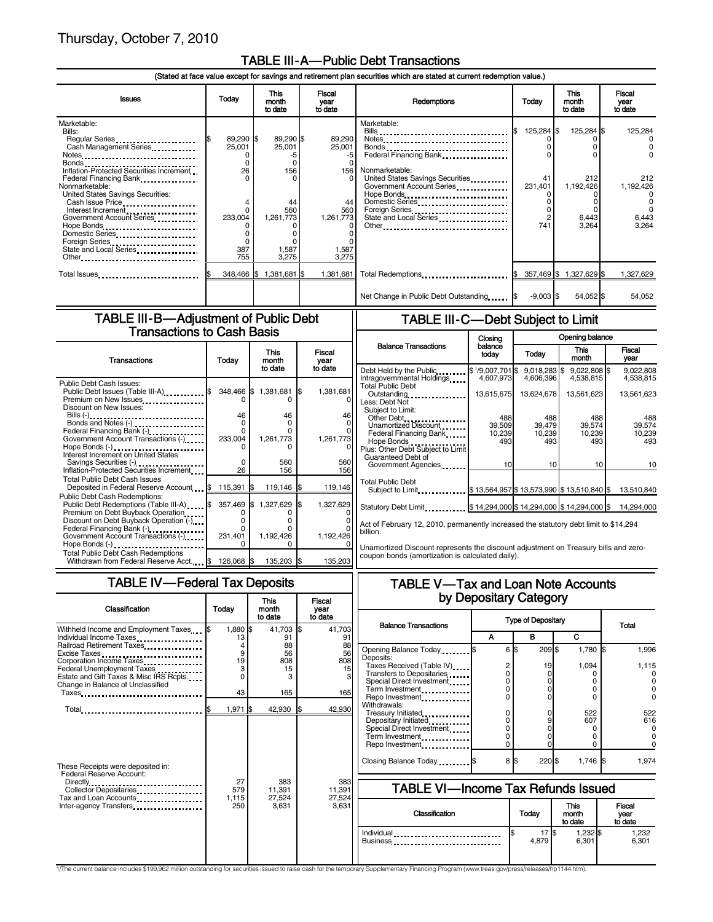Thursday, October 7, 2010

## TABLE III-A—Public Debt Transactions

(Stated at face value except for savings and retirement plan securities which are stated at current redemption value.)

| Issues | Today | This month to date | Fiscal year to date |
|---|---|---|---|
| Marketable: | | | |
| Bills: | | | |
| Regular Series | $ 89,290 | $ 89,290 | $ 89,290 |
| Cash Management Series | 25,001 | 25,001 | 25,001 |
| Notes | 0 | -5 | -5 |
| Bonds | 0 | 0 | 0 |
| Inflation-Protected Securities Increment | 26 | 156 | 156 |
| Federal Financing Bank | 0 | 0 | 0 |
| Nonmarketable: | | | |
| United States Savings Securities: | | | |
| Cash Issue Price | 4 | 44 | 44 |
| Interest Increment | 0 | 560 | 560 |
| Government Account Series | 233,004 | 1,261,773 | 1,261,773 |
| Hope Bonds | 0 | 0 | 0 |
| Domestic Series | 0 | 0 | 0 |
| Foreign Series | 0 | 0 | 0 |
| State and Local Series | 387 | 1,587 | 1,587 |
| Other | 755 | 3,275 | 3,275 |
| Total Issues | $ 348,466 | $ 1,381,681 | $ 1,381,681 |

| Redemptions | Today | This month to date | Fiscal year to date |
|---|---|---|---|
| Marketable: | | | |
| Bills | $ 125,284 | $ 125,284 | $ 125,284 |
| Notes | 0 | 0 | 0 |
| Bonds | 0 | 0 | 0 |
| Federal Financing Bank | 0 | 0 | 0 |
| Nonmarketable: | | | |
| United States Savings Securities | 41 | 212 | 212 |
| Government Account Series | 231,401 | 1,192,426 | 1,192,426 |
| Hope Bonds | 0 | 0 | 0 |
| Domestic Series | 0 | 0 | 0 |
| Foreign Series | 0 | 0 | 0 |
| State and Local Series | 2 | 6,443 | 6,443 |
| Other | 741 | 3,264 | 3,264 |
| Total Redemptions | $ 357,469 | $ 1,327,629 | $ 1,327,629 |
| Net Change in Public Debt Outstanding | $ -9,003 | $ 54,052 | $ 54,052 |

## TABLE III-B—Adjustment of Public Debt Transactions to Cash Basis

| Transactions | Today | This month to date | Fiscal year to date |
|---|---|---|---|
| Public Debt Cash Issues: | | | |
| Public Debt Issues (Table III-A) | $ 348,466 | $ 1,381,681 | $ 1,381,681 |
| Premium on New Issues | 0 | 0 | 0 |
| Discount on New Issues: | | | |
| Bills (-) | 46 | 46 | 46 |
| Bonds and Notes (-) | 0 | 0 | 0 |
| Federal Financing Bank (-) | 0 | 0 | 0 |
| Government Account Transactions (-) | 233,004 | 1,261,773 | 1,261,773 |
| Hope Bonds (-) | 0 | 0 | 0 |
| Interest Increment on United States Savings Securities (-) | 0 | 560 | 560 |
| Inflation-Protected Securities Increment | 26 | 156 | 156 |
| Total Public Debt Cash Issues Deposited in Federal Reserve Account | $ 115,391 | $ 119,146 | $ 119,146 |
| Public Debt Cash Redemptions: | | | |
| Public Debt Redemptions (Table III-A) | $ 357,469 | $ 1,327,629 | $ 1,327,629 |
| Premium on Debt Buyback Operation | 0 | 0 | 0 |
| Discount on Debt Buyback Operation (-) | 0 | 0 | 0 |
| Federal Financing Bank (-) | 0 | 0 | 0 |
| Government Account Transactions (-) | 231,401 | 1,192,426 | 1,192,426 |
| Hope Bonds (-) | 0 | 0 | 0 |
| Total Public Debt Cash Redemptions Withdrawn from Federal Reserve Acct. | $ 126,068 | $ 135,203 | $ 135,203 |

## TABLE III-C—Debt Subject to Limit

| Balance Transactions | Closing balance today | Opening balance Today | Opening balance This month | Opening balance Fiscal year |
|---|---|---|---|---|
| Debt Held by the Public | $ [1]9,007,701 | $ 9,018,283 | $ 9,022,808 | $ 9,022,808 |
| Intragovernmental Holdings | 4,607,973 | 4,606,396 | 4,538,815 | 4,538,815 |
| Total Public Debt Outstanding | 13,615,675 | 13,624,678 | 13,561,623 | 13,561,623 |
| Less: Debt Not Subject to Limit: | | | | |
| Other Debt | 488 | 488 | 488 | 488 |
| Unamortized Discount | 39,509 | 39,479 | 39,574 | 39,574 |
| Federal Financing Bank | 10,239 | 10,239 | 10,239 | 10,239 |
| Hope Bonds | 493 | 493 | 493 | 493 |
| Plus: Other Debt Subject to Limit Guaranteed Debt of Government Agencies | 10 | 10 | 10 | 10 |
| Total Public Debt Subject to Limit | $ 13,564,957 | $ 13,573,990 | $ 13,510,840 | $ 13,510,840 |
| Statutory Debt Limit | $ 14,294,000 | $ 14,294,000 | $ 14,294,000 | $ 14,294,000 |

Act of February 12, 2010, permanently increased the statutory debt limit to $14,294 billion.

Unamortized Discount represents the discount adjustment on Treasury bills and zero-coupon bonds (amortization is calculated daily).

## TABLE IV—Federal Tax Deposits

| Classification | Today | This month to date | Fiscal year to date |
|---|---|---|---|
| Withheld Income and Employment Taxes | $ 1,880 | $ 41,703 | $ 41,703 |
| Individual Income Taxes | 13 | 91 | 91 |
| Railroad Retirement Taxes | 4 | 88 | 88 |
| Excise Taxes | 9 | 56 | 56 |
| Corporation Income Taxes | 19 | 808 | 808 |
| Federal Unemployment Taxes | 3 | 15 | 15 |
| Estate and Gift Taxes & Misc IRS Rcpts. | 0 | 3 | 3 |
| Change in Balance of Unclassified Taxes | 43 | 165 | 165 |
| Total | $ 1,971 | $ 42,930 | $ 42,930 |
| These Receipts were deposited in: | | | |
| Federal Reserve Account: | | | |
| Directly | 27 | 383 | 383 |
| Collector Depositaries | 579 | 11,391 | 11,391 |
| Tax and Loan Accounts | 1,115 | 27,524 | 27,524 |
| Inter-agency Transfers | 250 | 3,631 | 3,631 |

## TABLE V—Tax and Loan Note Accounts by Depositary Category

| Balance Transactions | Type of Depositary A | B | C | Total |
|---|---|---|---|---|
| Opening Balance Today | $ 6 | $ 209 | $ 1,780 | $ 1,996 |
| Deposits: | | | | |
| Taxes Received (Table IV) | 2 | 19 | 1,094 | 1,115 |
| Transfers to Depositaries | 0 | 0 | 0 | 0 |
| Special Direct Investment | 0 | 0 | 0 | 0 |
| Term Investment | 0 | 0 | 0 | 0 |
| Repo Investment | 0 | 0 | 0 | 0 |
| Withdrawals: | | | | |
| Treasury Initiated | 0 | 0 | 522 | 522 |
| Depositary Initiated | 0 | 9 | 607 | 616 |
| Special Direct Investment | 0 | 0 | 0 | 0 |
| Term Investment | 0 | 0 | 0 | 0 |
| Repo Investment | 0 | 0 | 0 | 0 |
| Closing Balance Today | $ 8 | $ 220 | $ 1,746 | $ 1,974 |

## TABLE VI—Income Tax Refunds Issued

| Classification | Today | This month to date | Fiscal year to date |
|---|---|---|---|
| Individual | $ 17 | $ 1,232 | $ 1,232 |
| Business | 4,879 | 6,301 | 6,301 |

1/The current balance includes $199,962 million outstanding for securities issued to raise cash for the temporary Supplementary Financing Program (www.treas.gov/press/releases/hp1144.htm).